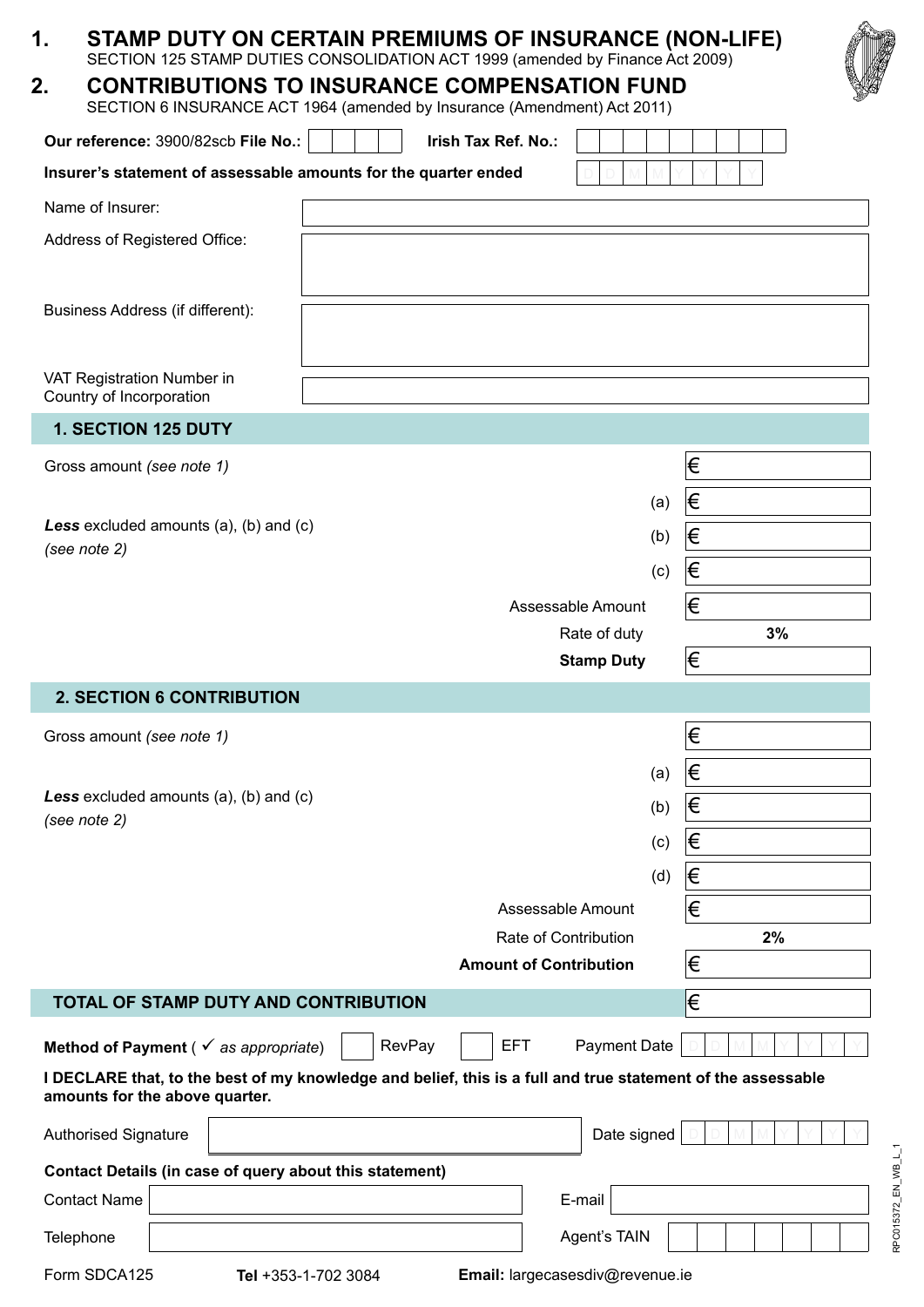# 1. STAMP DUTY ON CERTAIN PREMIUMS OF INSURANCE (NON-LIFE)

SECTION 125 STAMP DUTIES CONSOLIDATION ACT 1999 (amended by Finance Act 2009)

# 2. CONTRIBUTIONS TO INSURANCE COMPENSATION FUND

SECTION 6 INSURANCE ACT 1964 (amended by Insurance (Amendment) Act 2011)

**Our reference:** 3900/82scb **File No.:** &nbsp;&nbsp;&nbsp; **Irish Tax Ref. No.:**

**Insurer's statement of assessable amounts for the quarter ended** D D M M Y Y Y Y

| | |
|---|---|
| Name of Insurer: | |
| Address of Registered Office: | |
| Business Address (if different): | |
| VAT Registration Number in Country of Incorporation | |

## 1. SECTION 125 DUTY

| | | |
|---|---|---|
| Gross amount *(see note 1)* | | € |
| ***Less*** excluded amounts (a), (b) and (c) *(see note 2)* | (a) | € |
| | (b) | € |
| | (c) | € |
| | Assessable Amount | € |
| | Rate of duty | 3% |
| | **Stamp Duty** | € |

## 2. SECTION 6 CONTRIBUTION

| | | |
|---|---|---|
| Gross amount *(see note 1)* | | € |
| ***Less*** excluded amounts (a), (b) and (c) *(see note 2)* | (a) | € |
| | (b) | € |
| | (c) | € |
| | (d) | € |
| | Assessable Amount | € |
| | Rate of Contribution | 2% |
| | **Amount of Contribution** | € |

## TOTAL OF STAMP DUTY AND CONTRIBUTION

€

**Method of Payment** ( ✓ *as appropriate*) ☐ RevPay ☐ EFT &nbsp;&nbsp; Payment Date D D M M Y Y Y Y

**I DECLARE that, to the best of my knowledge and belief, this is a full and true statement of the assessable amounts for the above quarter.**

Authorised Signature &nbsp;&nbsp;&nbsp; Date signed D D M M Y Y Y Y

**Contact Details (in case of query about this statement)**

| | | | |
|---|---|---|---|
| Contact Name | | E-mail | |
| Telephone | | Agent's TAIN | |

Form SDCA125 &nbsp;&nbsp; **Tel** +353-1-702 3084 &nbsp;&nbsp; **Email:** largecasesdiv@revenue.ie

RPC015372_EN_WB_L_1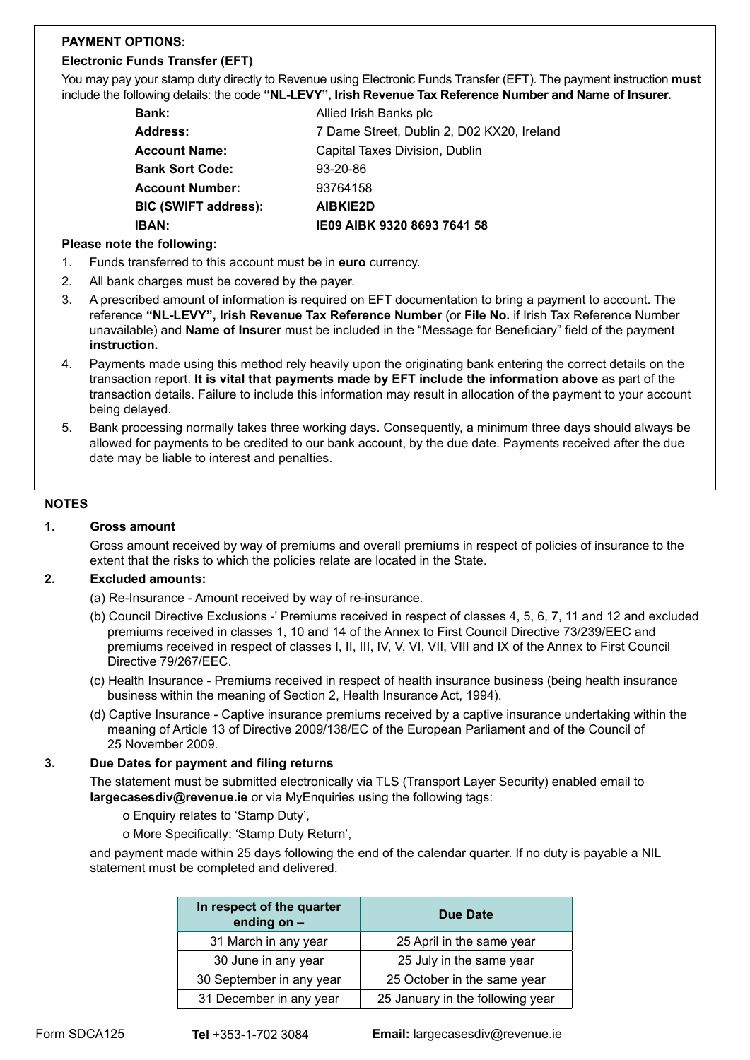**PAYMENT OPTIONS:**

**Electronic Funds Transfer (EFT)**

You may pay your stamp duty directly to Revenue using Electronic Funds Transfer (EFT). The payment instruction **must** include the following details: the code **"NL-LEVY", Irish Revenue Tax Reference Number and Name of Insurer.**

| | |
|---|---|
| **Bank:** | Allied Irish Banks plc |
| **Address:** | 7 Dame Street, Dublin 2, D02 KX20, Ireland |
| **Account Name:** | Capital Taxes Division, Dublin |
| **Bank Sort Code:** | 93-20-86 |
| **Account Number:** | 93764158 |
| **BIC (SWIFT address):** | **AIBKIE2D** |
| **IBAN:** | **IE09 AIBK 9320 8693 7641 58** |

**Please note the following:**

1. Funds transferred to this account must be in **euro** currency.
2. All bank charges must be covered by the payer.
3. A prescribed amount of information is required on EFT documentation to bring a payment to account. The reference **"NL-LEVY", Irish Revenue Tax Reference Number** (or **File No.** if Irish Tax Reference Number unavailable) and **Name of Insurer** must be included in the "Message for Beneficiary" field of the payment **instruction.**
4. Payments made using this method rely heavily upon the originating bank entering the correct details on the transaction report. **It is vital that payments made by EFT include the information above** as part of the transaction details. Failure to include this information may result in allocation of the payment to your account being delayed.
5. Bank processing normally takes three working days. Consequently, a minimum three days should always be allowed for payments to be credited to our bank account, by the due date. Payments received after the due date may be liable to interest and penalties.

**NOTES**

**1. Gross amount**

Gross amount received by way of premiums and overall premiums in respect of policies of insurance to the extent that the risks to which the policies relate are located in the State.

**2. Excluded amounts:**

(a) Re-Insurance - Amount received by way of re-insurance.

(b) Council Directive Exclusions -' Premiums received in respect of classes 4, 5, 6, 7, 11 and 12 and excluded premiums received in classes 1, 10 and 14 of the Annex to First Council Directive 73/239/EEC and premiums received in respect of classes I, II, III, IV, V, VI, VII, VIII and IX of the Annex to First Council Directive 79/267/EEC.

(c) Health Insurance - Premiums received in respect of health insurance business (being health insurance business within the meaning of Section 2, Health Insurance Act, 1994).

(d) Captive Insurance - Captive insurance premiums received by a captive insurance undertaking within the meaning of Article 13 of Directive 2009/138/EC of the European Parliament and of the Council of 25 November 2009.

**3. Due Dates for payment and filing returns**

The statement must be submitted electronically via TLS (Transport Layer Security) enabled email to **largecasesdiv@revenue.ie** or via MyEnquiries using the following tags:

- o Enquiry relates to 'Stamp Duty',
- o More Specifically: 'Stamp Duty Return',

and payment made within 25 days following the end of the calendar quarter. If no duty is payable a NIL statement must be completed and delivered.

| In respect of the quarter ending on – | Due Date |
|---|---|
| 31 March in any year | 25 April in the same year |
| 30 June in any year | 25 July in the same year |
| 30 September in any year | 25 October in the same year |
| 31 December in any year | 25 January in the following year |

Form SDCA125 **Tel** +353-1-702 3084 **Email:** largecasesdiv@revenue.ie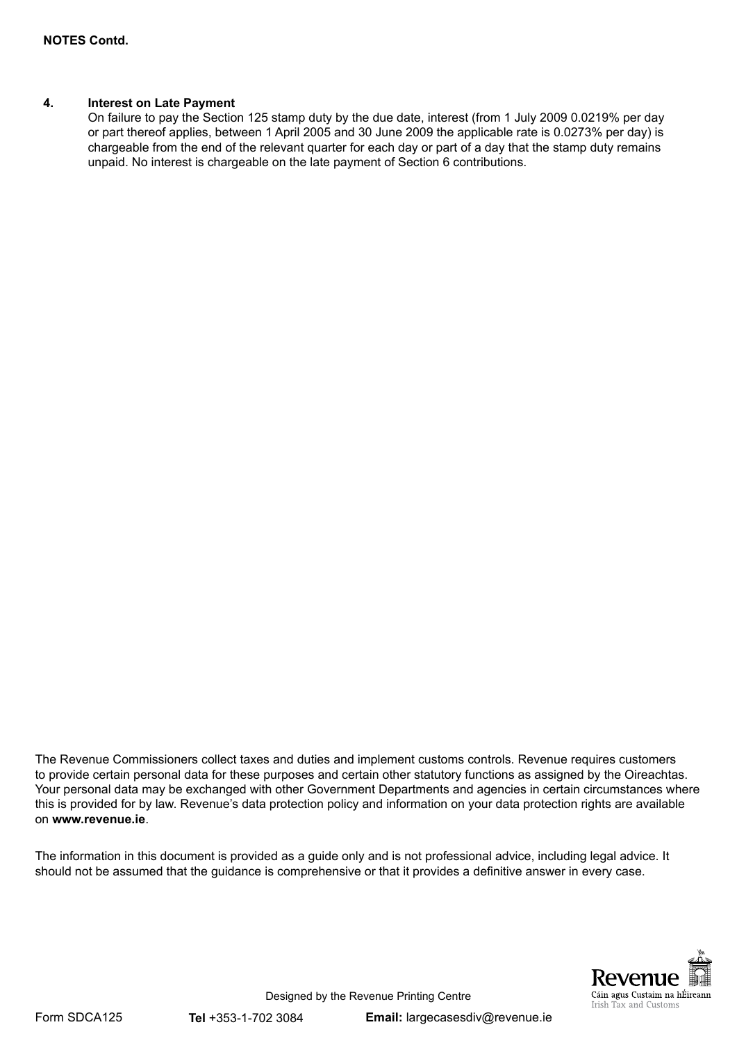**NOTES Contd.**

**4. Interest on Late Payment**

On failure to pay the Section 125 stamp duty by the due date, interest (from 1 July 2009 0.0219% per day or part thereof applies, between 1 April 2005 and 30 June 2009 the applicable rate is 0.0273% per day) is chargeable from the end of the relevant quarter for each day or part of a day that the stamp duty remains unpaid. No interest is chargeable on the late payment of Section 6 contributions.

The Revenue Commissioners collect taxes and duties and implement customs controls. Revenue requires customers to provide certain personal data for these purposes and certain other statutory functions as assigned by the Oireachtas. Your personal data may be exchanged with other Government Departments and agencies in certain circumstances where this is provided for by law. Revenue's data protection policy and information on your data protection rights are available on **www.revenue.ie**.

The information in this document is provided as a guide only and is not professional advice, including legal advice. It should not be assumed that the guidance is comprehensive or that it provides a definitive answer in every case.

Revenue
Cáin agus Custaim na hÉireann
Irish Tax and Customs

Designed by the Revenue Printing Centre

Form SDCA125 **Tel** +353-1-702 3084 **Email:** largecasesdiv@revenue.ie